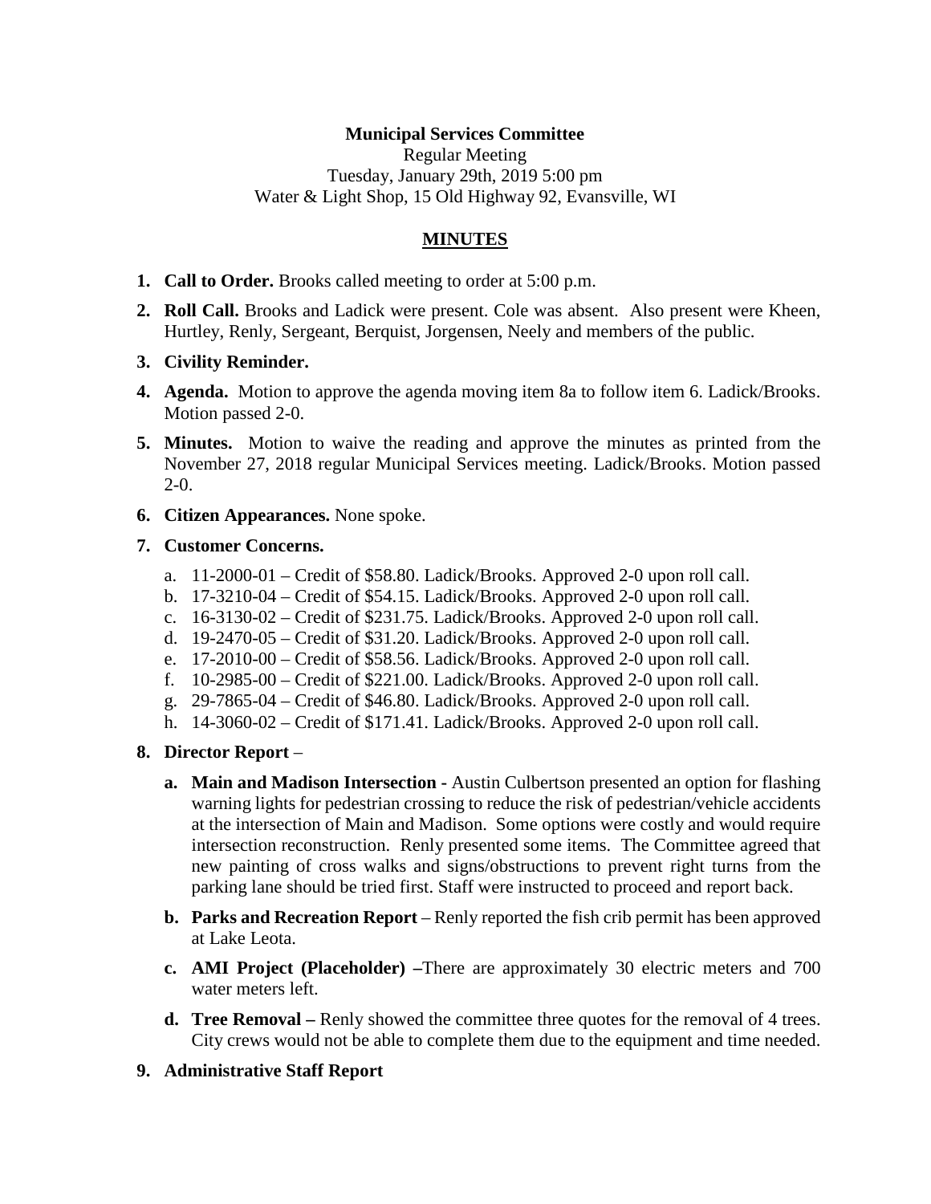**Municipal Services Committee**
Regular Meeting
Tuesday, January 29th, 2019 5:00 pm
Water & Light Shop, 15 Old Highway 92, Evansville, WI

## MINUTES

1. **Call to Order.** Brooks called meeting to order at 5:00 p.m.
2. **Roll Call.** Brooks and Ladick were present. Cole was absent. Also present were Kheen, Hurtley, Renly, Sergeant, Berquist, Jorgensen, Neely and members of the public.
3. **Civility Reminder.**
4. **Agenda.** Motion to approve the agenda moving item 8a to follow item 6. Ladick/Brooks. Motion passed 2-0.
5. **Minutes.** Motion to waive the reading and approve the minutes as printed from the November 27, 2018 regular Municipal Services meeting. Ladick/Brooks. Motion passed 2-0.
6. **Citizen Appearances.** None spoke.
7. **Customer Concerns.**
   a. 11-2000-01 – Credit of $58.80. Ladick/Brooks. Approved 2-0 upon roll call.
   b. 17-3210-04 – Credit of $54.15. Ladick/Brooks. Approved 2-0 upon roll call.
   c. 16-3130-02 – Credit of $231.75. Ladick/Brooks. Approved 2-0 upon roll call.
   d. 19-2470-05 – Credit of $31.20. Ladick/Brooks. Approved 2-0 upon roll call.
   e. 17-2010-00 – Credit of $58.56. Ladick/Brooks. Approved 2-0 upon roll call.
   f. 10-2985-00 – Credit of $221.00. Ladick/Brooks. Approved 2-0 upon roll call.
   g. 29-7865-04 – Credit of $46.80. Ladick/Brooks. Approved 2-0 upon roll call.
   h. 14-3060-02 – Credit of $171.41. Ladick/Brooks. Approved 2-0 upon roll call.
8. **Director Report** –
   a. **Main and Madison Intersection -** Austin Culbertson presented an option for flashing warning lights for pedestrian crossing to reduce the risk of pedestrian/vehicle accidents at the intersection of Main and Madison. Some options were costly and would require intersection reconstruction. Renly presented some items. The Committee agreed that new painting of cross walks and signs/obstructions to prevent right turns from the parking lane should be tried first. Staff were instructed to proceed and report back.
   b. **Parks and Recreation Report** – Renly reported the fish crib permit has been approved at Lake Leota.
   c. **AMI Project (Placeholder) –**There are approximately 30 electric meters and 700 water meters left.
   d. **Tree Removal –** Renly showed the committee three quotes for the removal of 4 trees. City crews would not be able to complete them due to the equipment and time needed.
9. **Administrative Staff Report**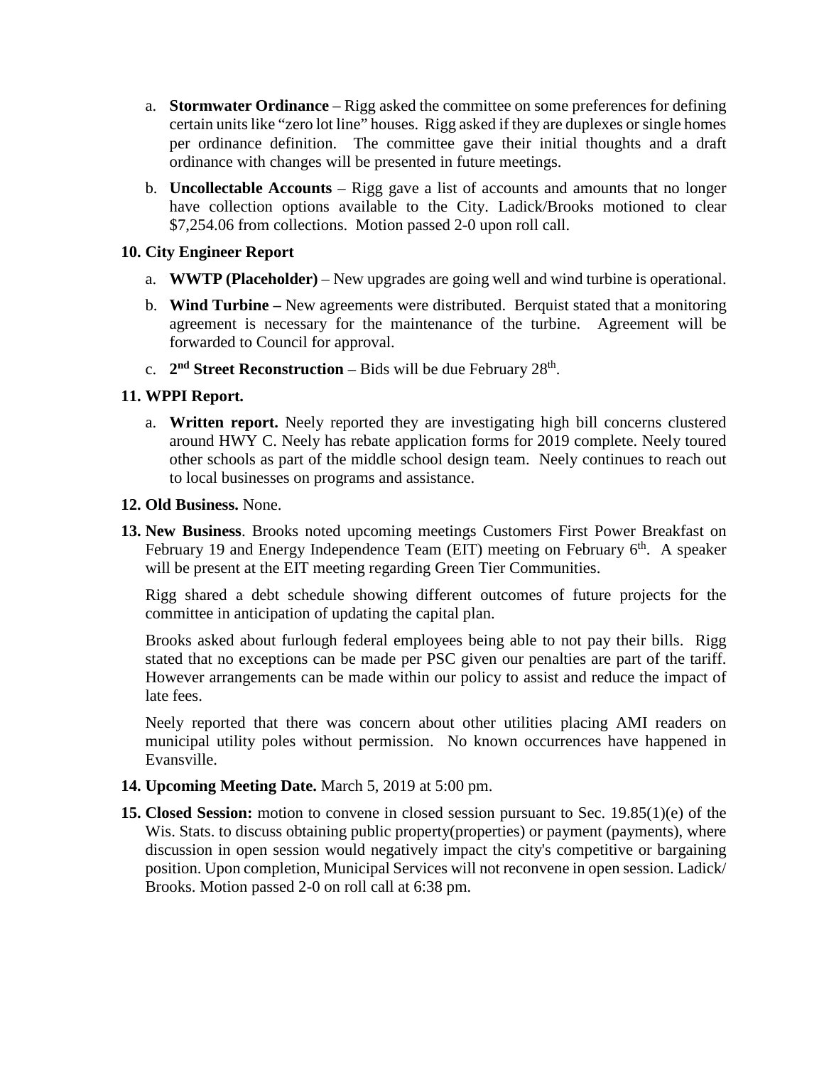a. **Stormwater Ordinance** – Rigg asked the committee on some preferences for defining certain units like "zero lot line" houses. Rigg asked if they are duplexes or single homes per ordinance definition. The committee gave their initial thoughts and a draft ordinance with changes will be presented in future meetings.

b. **Uncollectable Accounts** – Rigg gave a list of accounts and amounts that no longer have collection options available to the City. Ladick/Brooks motioned to clear $7,254.06 from collections. Motion passed 2-0 upon roll call.

**10. City Engineer Report**

a. **WWTP (Placeholder)** – New upgrades are going well and wind turbine is operational.

b. **Wind Turbine –** New agreements were distributed. Berquist stated that a monitoring agreement is necessary for the maintenance of the turbine. Agreement will be forwarded to Council for approval.

c. **2nd Street Reconstruction** – Bids will be due February 28th.

**11. WPPI Report.**

a. **Written report.** Neely reported they are investigating high bill concerns clustered around HWY C. Neely has rebate application forms for 2019 complete. Neely toured other schools as part of the middle school design team. Neely continues to reach out to local businesses on programs and assistance.

**12. Old Business.** None.

**13. New Business**. Brooks noted upcoming meetings Customers First Power Breakfast on February 19 and Energy Independence Team (EIT) meeting on February 6th. A speaker will be present at the EIT meeting regarding Green Tier Communities.

Rigg shared a debt schedule showing different outcomes of future projects for the committee in anticipation of updating the capital plan.

Brooks asked about furlough federal employees being able to not pay their bills. Rigg stated that no exceptions can be made per PSC given our penalties are part of the tariff. However arrangements can be made within our policy to assist and reduce the impact of late fees.

Neely reported that there was concern about other utilities placing AMI readers on municipal utility poles without permission. No known occurrences have happened in Evansville.

**14. Upcoming Meeting Date.** March 5, 2019 at 5:00 pm.

**15. Closed Session:** motion to convene in closed session pursuant to Sec. 19.85(1)(e) of the Wis. Stats. to discuss obtaining public property(properties) or payment (payments), where discussion in open session would negatively impact the city's competitive or bargaining position. Upon completion, Municipal Services will not reconvene in open session. Ladick/ Brooks. Motion passed 2-0 on roll call at 6:38 pm.